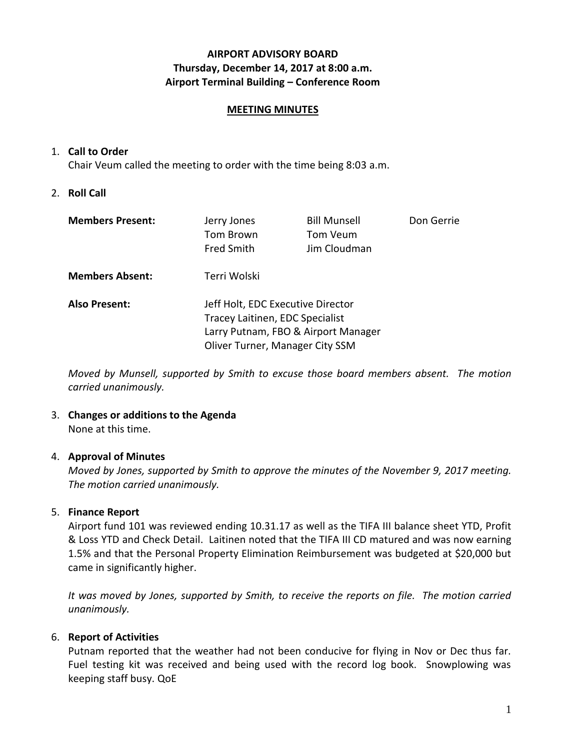**AIRPORT ADVISORY BOARD**
**Thursday, December 14, 2017 at 8:00 a.m.**
**Airport Terminal Building – Conference Room**

**MEETING MINUTES**

1. **Call to Order**
   Chair Veum called the meeting to order with the time being 8:03 a.m.

2. **Roll Call**

| **Members Present:** | Jerry Jones | Bill Munsell | Don Gerrie |
|---|---|---|---|
| | Tom Brown | Tom Veum | |
| | Fred Smith | Jim Cloudman | |
| **Members Absent:** | Terri Wolski | | |
| **Also Present:** | Jeff Holt, EDC Executive Director | | |
| | Tracey Laitinen, EDC Specialist | | |
| | Larry Putnam, FBO & Airport Manager | | |
| | Oliver Turner, Manager City SSM | | |

   *Moved by Munsell, supported by Smith to excuse those board members absent. The motion carried unanimously.*

3. **Changes or additions to the Agenda**
   None at this time.

4. **Approval of Minutes**
   *Moved by Jones, supported by Smith to approve the minutes of the November 9, 2017 meeting. The motion carried unanimously.*

5. **Finance Report**
   Airport fund 101 was reviewed ending 10.31.17 as well as the TIFA III balance sheet YTD, Profit & Loss YTD and Check Detail. Laitinen noted that the TIFA III CD matured and was now earning 1.5% and that the Personal Property Elimination Reimbursement was budgeted at $20,000 but came in significantly higher.

   *It was moved by Jones, supported by Smith, to receive the reports on file. The motion carried unanimously.*

6. **Report of Activities**
   Putnam reported that the weather had not been conducive for flying in Nov or Dec thus far. Fuel testing kit was received and being used with the record log book. Snowplowing was keeping staff busy. QoE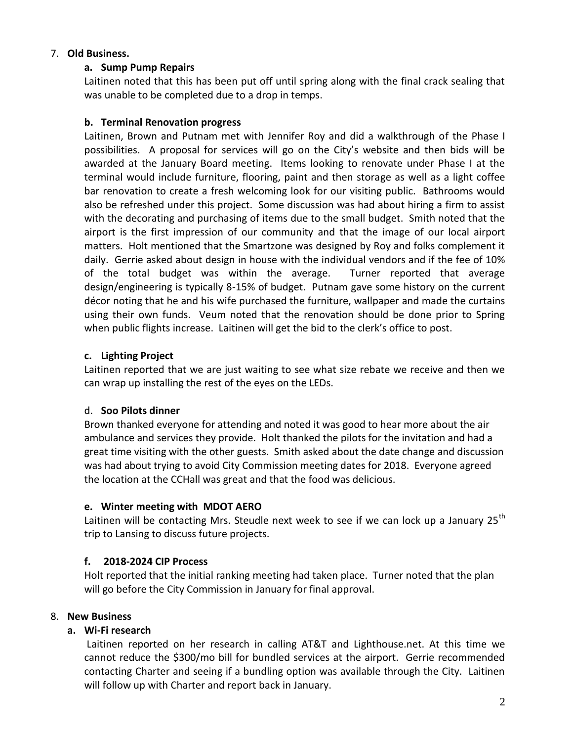7. **Old Business.**

   **a. Sump Pump Repairs**

   Laitinen noted that this has been put off until spring along with the final crack sealing that was unable to be completed due to a drop in temps.

   **b. Terminal Renovation progress**

   Laitinen, Brown and Putnam met with Jennifer Roy and did a walkthrough of the Phase I possibilities. A proposal for services will go on the City's website and then bids will be awarded at the January Board meeting. Items looking to renovate under Phase I at the terminal would include furniture, flooring, paint and then storage as well as a light coffee bar renovation to create a fresh welcoming look for our visiting public. Bathrooms would also be refreshed under this project. Some discussion was had about hiring a firm to assist with the decorating and purchasing of items due to the small budget. Smith noted that the airport is the first impression of our community and that the image of our local airport matters. Holt mentioned that the Smartzone was designed by Roy and folks complement it daily. Gerrie asked about design in house with the individual vendors and if the fee of 10% of the total budget was within the average. Turner reported that average design/engineering is typically 8-15% of budget. Putnam gave some history on the current décor noting that he and his wife purchased the furniture, wallpaper and made the curtains using their own funds. Veum noted that the renovation should be done prior to Spring when public flights increase. Laitinen will get the bid to the clerk's office to post.

   **c. Lighting Project**

   Laitinen reported that we are just waiting to see what size rebate we receive and then we can wrap up installing the rest of the eyes on the LEDs.

   d. **Soo Pilots dinner**

   Brown thanked everyone for attending and noted it was good to hear more about the air ambulance and services they provide. Holt thanked the pilots for the invitation and had a great time visiting with the other guests. Smith asked about the date change and discussion was had about trying to avoid City Commission meeting dates for 2018. Everyone agreed the location at the CCHall was great and that the food was delicious.

   **e. Winter meeting with MDOT AERO**

   Laitinen will be contacting Mrs. Steudle next week to see if we can lock up a January 25th trip to Lansing to discuss future projects.

   **f. 2018-2024 CIP Process**

   Holt reported that the initial ranking meeting had taken place. Turner noted that the plan will go before the City Commission in January for final approval.

8. **New Business**

   **a. Wi-Fi research**

   Laitinen reported on her research in calling AT&T and Lighthouse.net. At this time we cannot reduce the $300/mo bill for bundled services at the airport. Gerrie recommended contacting Charter and seeing if a bundling option was available through the City. Laitinen will follow up with Charter and report back in January.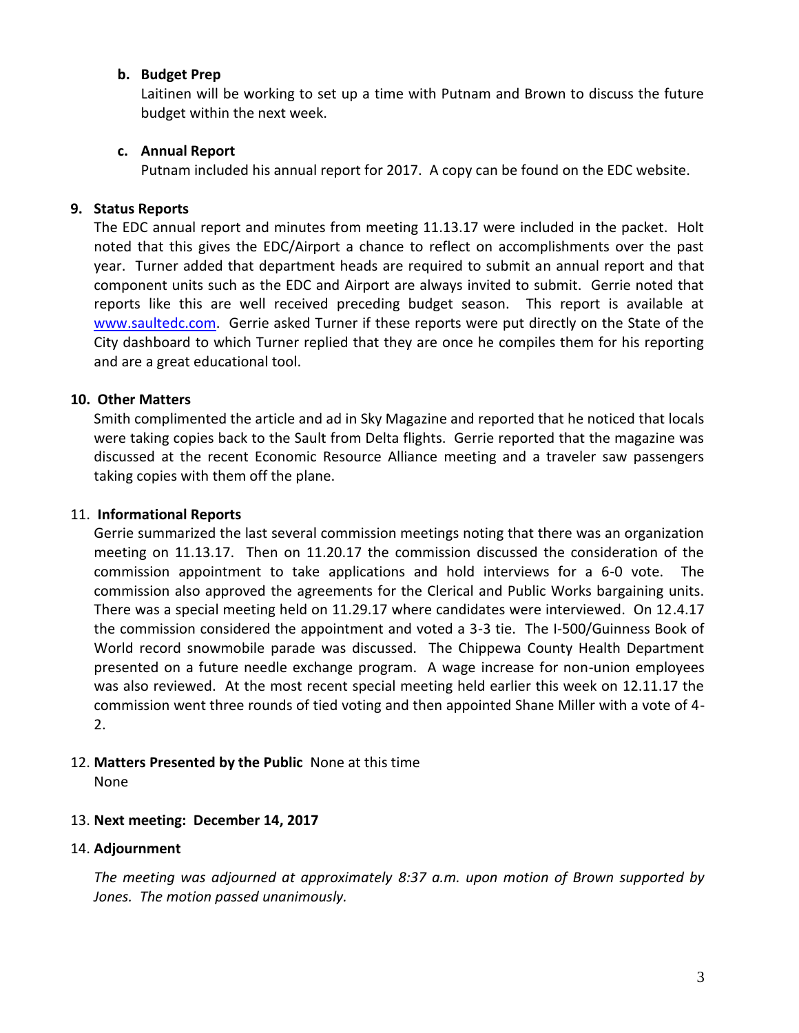**b. Budget Prep**

Laitinen will be working to set up a time with Putnam and Brown to discuss the future budget within the next week.

**c. Annual Report**

Putnam included his annual report for 2017. A copy can be found on the EDC website.

**9. Status Reports**

The EDC annual report and minutes from meeting 11.13.17 were included in the packet. Holt noted that this gives the EDC/Airport a chance to reflect on accomplishments over the past year. Turner added that department heads are required to submit an annual report and that component units such as the EDC and Airport are always invited to submit. Gerrie noted that reports like this are well received preceding budget season. This report is available at www.saultedc.com. Gerrie asked Turner if these reports were put directly on the State of the City dashboard to which Turner replied that they are once he compiles them for his reporting and are a great educational tool.

**10. Other Matters**

Smith complimented the article and ad in Sky Magazine and reported that he noticed that locals were taking copies back to the Sault from Delta flights. Gerrie reported that the magazine was discussed at the recent Economic Resource Alliance meeting and a traveler saw passengers taking copies with them off the plane.

11. **Informational Reports**

Gerrie summarized the last several commission meetings noting that there was an organization meeting on 11.13.17. Then on 11.20.17 the commission discussed the consideration of the commission appointment to take applications and hold interviews for a 6-0 vote. The commission also approved the agreements for the Clerical and Public Works bargaining units. There was a special meeting held on 11.29.17 where candidates were interviewed. On 12.4.17 the commission considered the appointment and voted a 3-3 tie. The I-500/Guinness Book of World record snowmobile parade was discussed. The Chippewa County Health Department presented on a future needle exchange program. A wage increase for non-union employees was also reviewed. At the most recent special meeting held earlier this week on 12.11.17 the commission went three rounds of tied voting and then appointed Shane Miller with a vote of 4-2.

12. **Matters Presented by the Public** None at this time

None

13. **Next meeting: December 14, 2017**

14. **Adjournment**

*The meeting was adjourned at approximately 8:37 a.m. upon motion of Brown supported by Jones. The motion passed unanimously.*